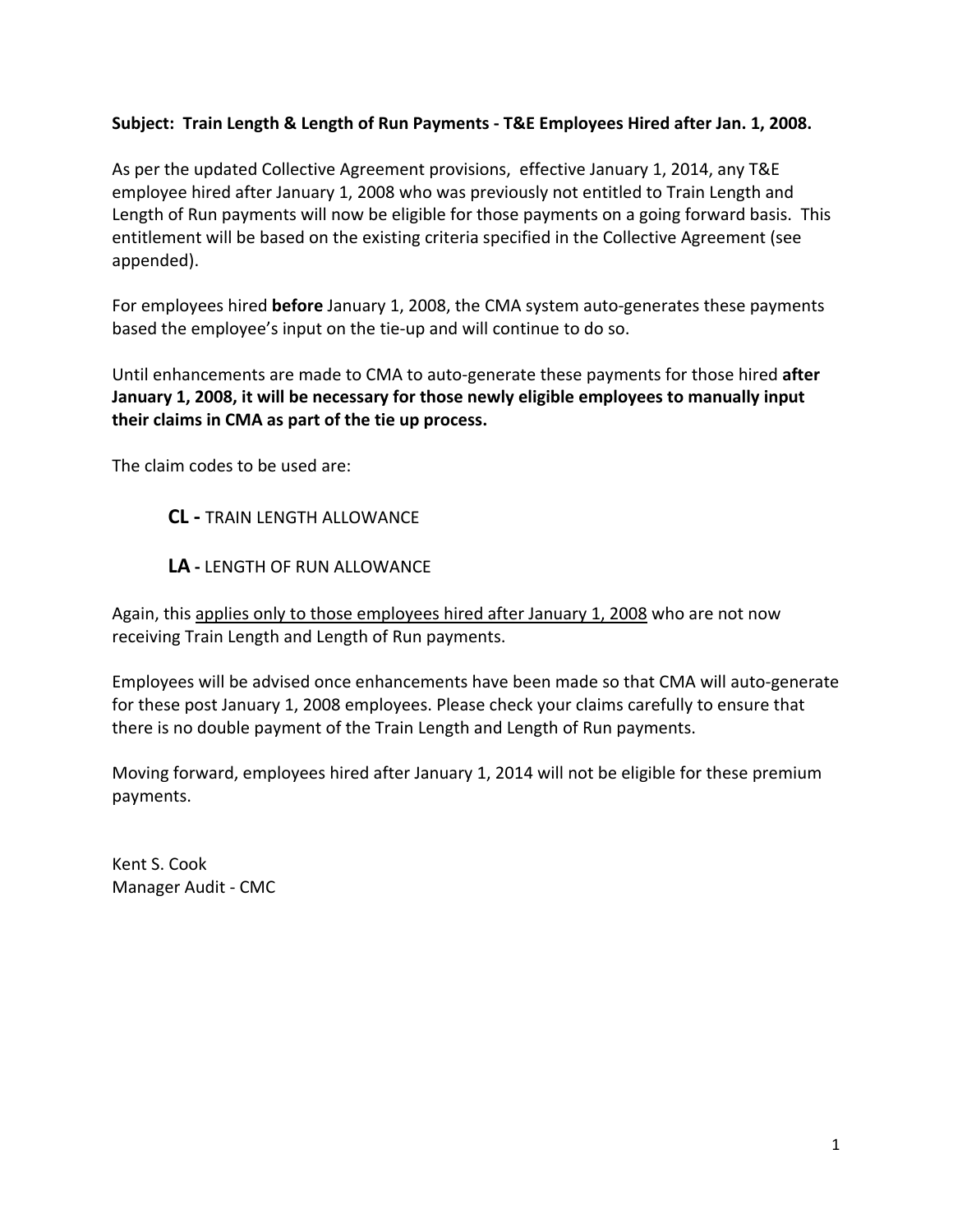**Subject: Train Length & Length of Run Payments - T&E Employees Hired after Jan. 1, 2008.**

As per the updated Collective Agreement provisions, effective January 1, 2014, any T&E employee hired after January 1, 2008 who was previously not entitled to Train Length and Length of Run payments will now be eligible for those payments on a going forward basis. This entitlement will be based on the existing criteria specified in the Collective Agreement (see appended).

For employees hired **before** January 1, 2008, the CMA system auto-generates these payments based the employee's input on the tie-up and will continue to do so.

Until enhancements are made to CMA to auto-generate these payments for those hired **after January 1, 2008, it will be necessary for those newly eligible employees to manually input their claims in CMA as part of the tie up process.**

The claim codes to be used are:

- **CL -** TRAIN LENGTH ALLOWANCE
- **LA -** LENGTH OF RUN ALLOWANCE

Again, this <u>applies only to those employees hired after January 1, 2008</u> who are not now receiving Train Length and Length of Run payments.

Employees will be advised once enhancements have been made so that CMA will auto-generate for these post January 1, 2008 employees. Please check your claims carefully to ensure that there is no double payment of the Train Length and Length of Run payments.

Moving forward, employees hired after January 1, 2014 will not be eligible for these premium payments.

Kent S. Cook
Manager Audit - CMC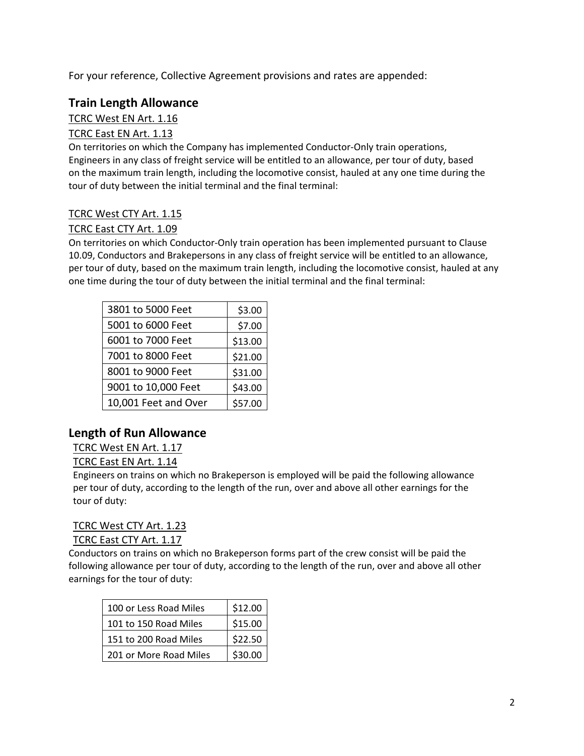For your reference, Collective Agreement provisions and rates are appended:

## Train Length Allowance

TCRC West EN Art. 1.16

TCRC East EN Art. 1.13

On territories on which the Company has implemented Conductor-Only train operations, Engineers in any class of freight service will be entitled to an allowance, per tour of duty, based on the maximum train length, including the locomotive consist, hauled at any one time during the tour of duty between the initial terminal and the final terminal:

TCRC West CTY Art. 1.15

TCRC East CTY Art. 1.09

On territories on which Conductor-Only train operation has been implemented pursuant to Clause 10.09, Conductors and Brakepersons in any class of freight service will be entitled to an allowance, per tour of duty, based on the maximum train length, including the locomotive consist, hauled at any one time during the tour of duty between the initial terminal and the final terminal:

| | |
|---|---|
| 3801 to 5000 Feet | $3.00 |
| 5001 to 6000 Feet | $7.00 |
| 6001 to 7000 Feet | $13.00 |
| 7001 to 8000 Feet | $21.00 |
| 8001 to 9000 Feet | $31.00 |
| 9001 to 10,000 Feet | $43.00 |
| 10,001 Feet and Over | $57.00 |

## Length of Run Allowance

TCRC West EN Art. 1.17

TCRC East EN Art. 1.14

Engineers on trains on which no Brakeperson is employed will be paid the following allowance per tour of duty, according to the length of the run, over and above all other earnings for the tour of duty:

TCRC West CTY Art. 1.23

TCRC East CTY Art. 1.17

Conductors on trains on which no Brakeperson forms part of the crew consist will be paid the following allowance per tour of duty, according to the length of the run, over and above all other earnings for the tour of duty:

| | |
|---|---|
| 100 or Less Road Miles | $12.00 |
| 101 to 150 Road Miles | $15.00 |
| 151 to 200 Road Miles | $22.50 |
| 201 or More Road Miles | $30.00 |